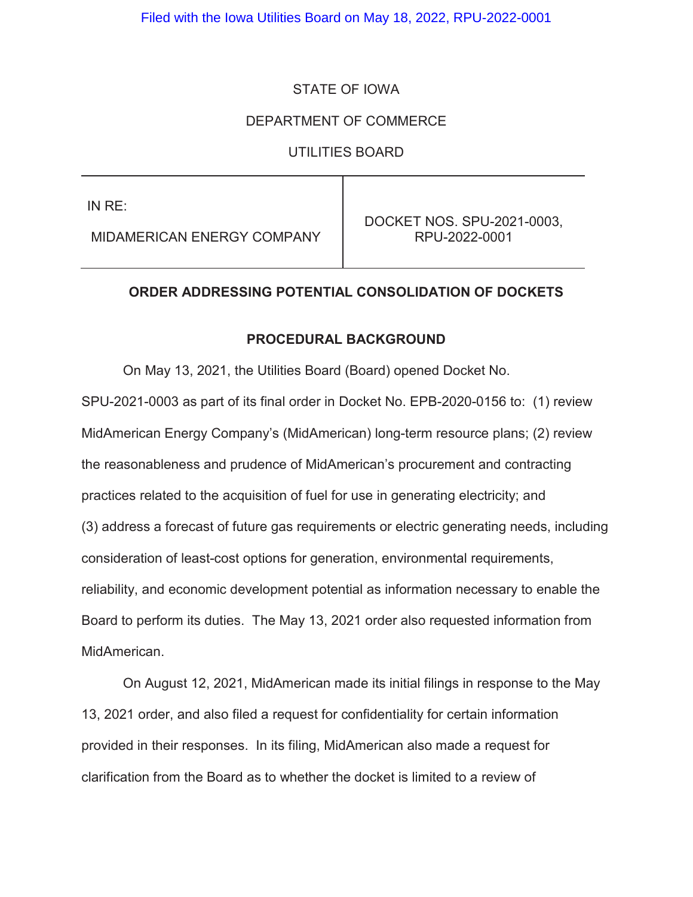STATE OF IOWA

DEPARTMENT OF COMMERCE

UTILITIES BOARD

| IN RE: MIDAMERICAN ENERGY COMPANY | DOCKET NOS. SPU-2021-0003, RPU-2022-0001 |
| --- | --- |

**ORDER ADDRESSING POTENTIAL CONSOLIDATION OF DOCKETS**

**PROCEDURAL BACKGROUND**

On May 13, 2021, the Utilities Board (Board) opened Docket No. SPU-2021-0003 as part of its final order in Docket No. EPB-2020-0156 to: (1) review MidAmerican Energy Company's (MidAmerican) long-term resource plans; (2) review the reasonableness and prudence of MidAmerican's procurement and contracting practices related to the acquisition of fuel for use in generating electricity; and (3) address a forecast of future gas requirements or electric generating needs, including consideration of least-cost options for generation, environmental requirements, reliability, and economic development potential as information necessary to enable the Board to perform its duties. The May 13, 2021 order also requested information from MidAmerican.

On August 12, 2021, MidAmerican made its initial filings in response to the May 13, 2021 order, and also filed a request for confidentiality for certain information provided in their responses. In its filing, MidAmerican also made a request for clarification from the Board as to whether the docket is limited to a review of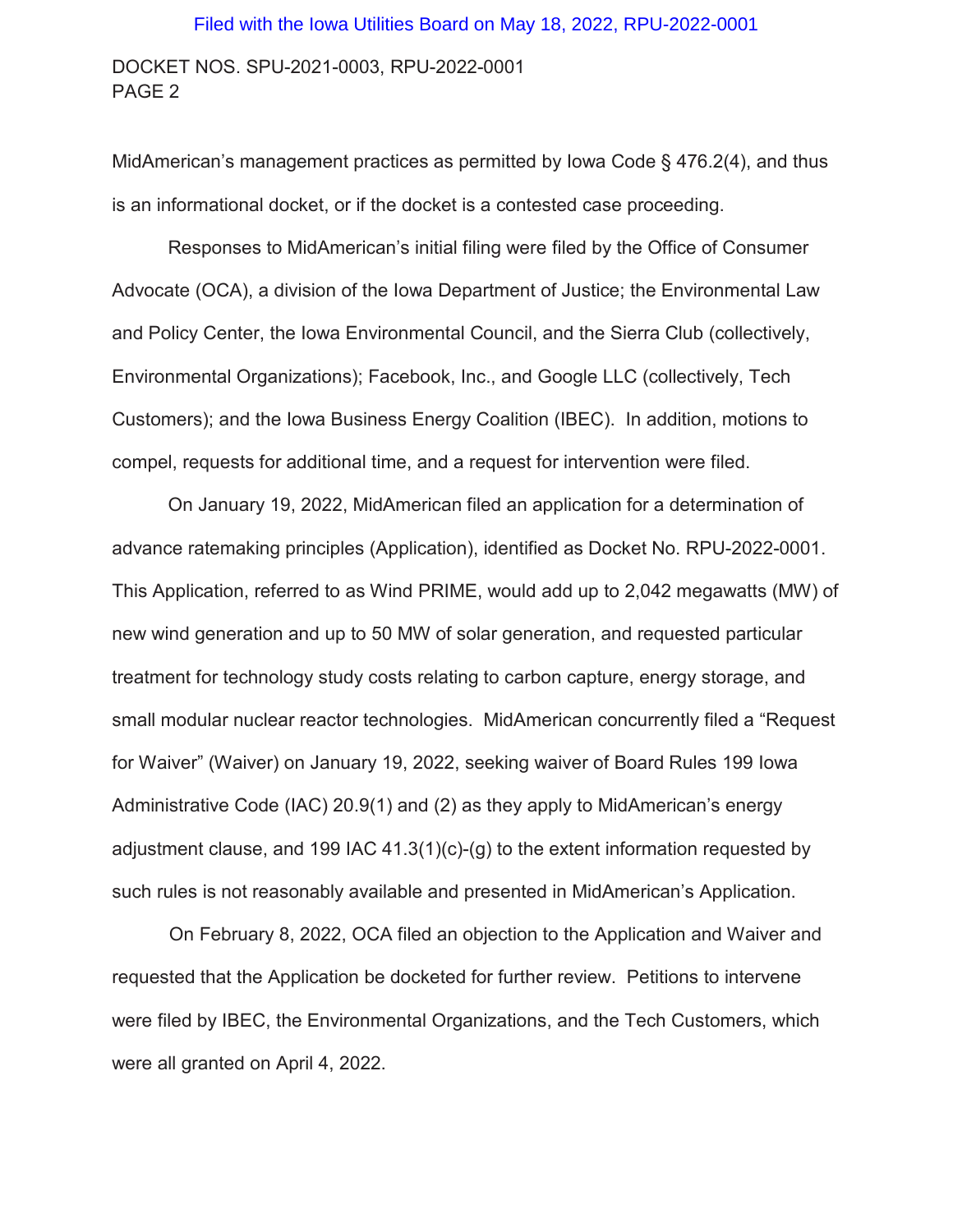MidAmerican's management practices as permitted by Iowa Code § 476.2(4), and thus is an informational docket, or if the docket is a contested case proceeding.

Responses to MidAmerican's initial filing were filed by the Office of Consumer Advocate (OCA), a division of the Iowa Department of Justice; the Environmental Law and Policy Center, the Iowa Environmental Council, and the Sierra Club (collectively, Environmental Organizations); Facebook, Inc., and Google LLC (collectively, Tech Customers); and the Iowa Business Energy Coalition (IBEC). In addition, motions to compel, requests for additional time, and a request for intervention were filed.

On January 19, 2022, MidAmerican filed an application for a determination of advance ratemaking principles (Application), identified as Docket No. RPU-2022-0001. This Application, referred to as Wind PRIME, would add up to 2,042 megawatts (MW) of new wind generation and up to 50 MW of solar generation, and requested particular treatment for technology study costs relating to carbon capture, energy storage, and small modular nuclear reactor technologies. MidAmerican concurrently filed a "Request for Waiver" (Waiver) on January 19, 2022, seeking waiver of Board Rules 199 Iowa Administrative Code (IAC) 20.9(1) and (2) as they apply to MidAmerican's energy adjustment clause, and 199 IAC 41.3(1)(c)-(g) to the extent information requested by such rules is not reasonably available and presented in MidAmerican's Application.

On February 8, 2022, OCA filed an objection to the Application and Waiver and requested that the Application be docketed for further review. Petitions to intervene were filed by IBEC, the Environmental Organizations, and the Tech Customers, which were all granted on April 4, 2022.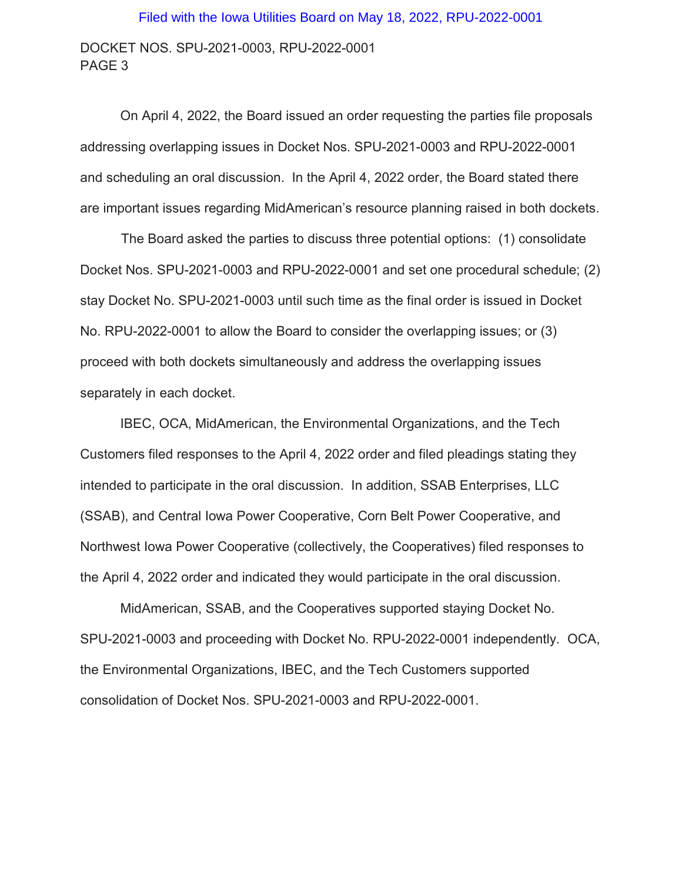On April 4, 2022, the Board issued an order requesting the parties file proposals addressing overlapping issues in Docket Nos. SPU-2021-0003 and RPU-2022-0001 and scheduling an oral discussion. In the April 4, 2022 order, the Board stated there are important issues regarding MidAmerican's resource planning raised in both dockets.

The Board asked the parties to discuss three potential options: (1) consolidate Docket Nos. SPU-2021-0003 and RPU-2022-0001 and set one procedural schedule; (2) stay Docket No. SPU-2021-0003 until such time as the final order is issued in Docket No. RPU-2022-0001 to allow the Board to consider the overlapping issues; or (3) proceed with both dockets simultaneously and address the overlapping issues separately in each docket.

IBEC, OCA, MidAmerican, the Environmental Organizations, and the Tech Customers filed responses to the April 4, 2022 order and filed pleadings stating they intended to participate in the oral discussion. In addition, SSAB Enterprises, LLC (SSAB), and Central Iowa Power Cooperative, Corn Belt Power Cooperative, and Northwest Iowa Power Cooperative (collectively, the Cooperatives) filed responses to the April 4, 2022 order and indicated they would participate in the oral discussion.

MidAmerican, SSAB, and the Cooperatives supported staying Docket No. SPU-2021-0003 and proceeding with Docket No. RPU-2022-0001 independently. OCA, the Environmental Organizations, IBEC, and the Tech Customers supported consolidation of Docket Nos. SPU-2021-0003 and RPU-2022-0001.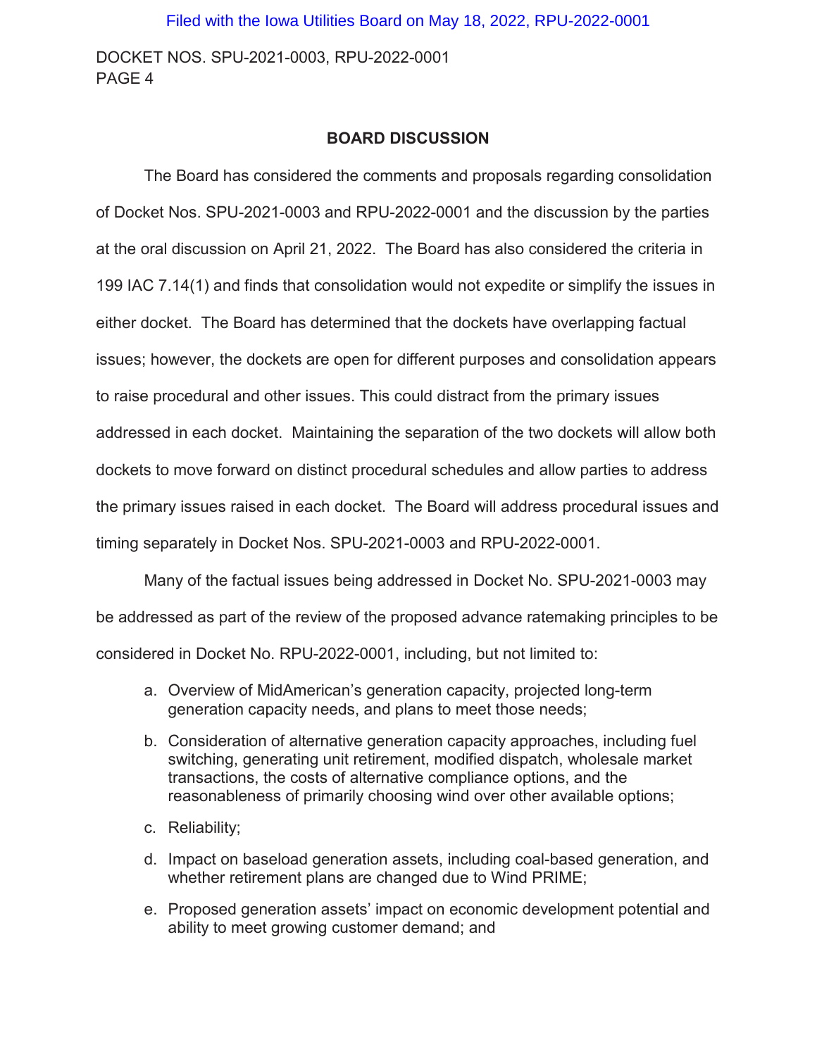## BOARD DISCUSSION

The Board has considered the comments and proposals regarding consolidation of Docket Nos. SPU-2021-0003 and RPU-2022-0001 and the discussion by the parties at the oral discussion on April 21, 2022. The Board has also considered the criteria in 199 IAC 7.14(1) and finds that consolidation would not expedite or simplify the issues in either docket. The Board has determined that the dockets have overlapping factual issues; however, the dockets are open for different purposes and consolidation appears to raise procedural and other issues. This could distract from the primary issues addressed in each docket. Maintaining the separation of the two dockets will allow both dockets to move forward on distinct procedural schedules and allow parties to address the primary issues raised in each docket. The Board will address procedural issues and timing separately in Docket Nos. SPU-2021-0003 and RPU-2022-0001.

Many of the factual issues being addressed in Docket No. SPU-2021-0003 may be addressed as part of the review of the proposed advance ratemaking principles to be considered in Docket No. RPU-2022-0001, including, but not limited to:

a. Overview of MidAmerican's generation capacity, projected long-term generation capacity needs, and plans to meet those needs;

b. Consideration of alternative generation capacity approaches, including fuel switching, generating unit retirement, modified dispatch, wholesale market transactions, the costs of alternative compliance options, and the reasonableness of primarily choosing wind over other available options;

c. Reliability;

d. Impact on baseload generation assets, including coal-based generation, and whether retirement plans are changed due to Wind PRIME;

e. Proposed generation assets' impact on economic development potential and ability to meet growing customer demand; and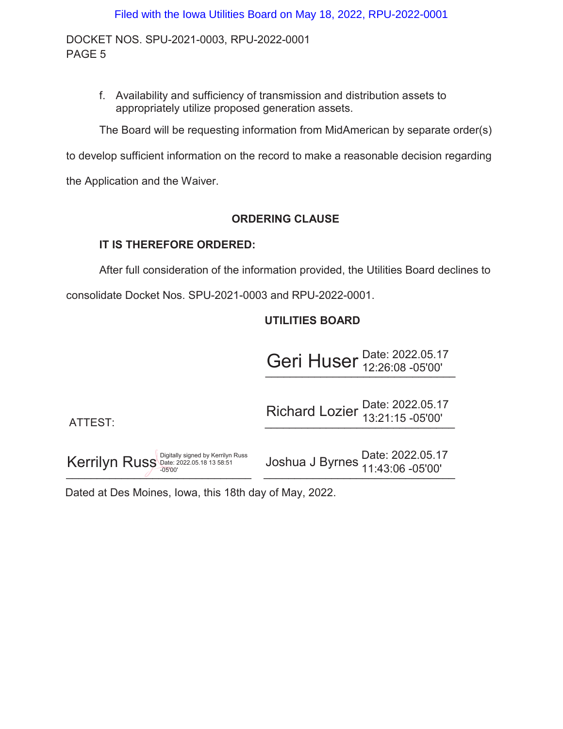f. Availability and sufficiency of transmission and distribution assets to appropriately utilize proposed generation assets.

The Board will be requesting information from MidAmerican by separate order(s) to develop sufficient information on the record to make a reasonable decision regarding the Application and the Waiver.

## ORDERING CLAUSE

**IT IS THEREFORE ORDERED:**

After full consideration of the information provided, the Utilities Board declines to consolidate Docket Nos. SPU-2021-0003 and RPU-2022-0001.

**UTILITIES BOARD**

Geri Huser Date: 2022.05.17 12:26:08 -05'00'

Richard Lozier Date: 2022.05.17 13:21:15 -05'00'

ATTEST:

Kerrilyn Russ Digitally signed by Kerrilyn Russ Date: 2022.05.18 13 58:51 -05'00'

Joshua J Byrnes Date: 2022.05.17 11:43:06 -05'00'

Dated at Des Moines, Iowa, this 18th day of May, 2022.